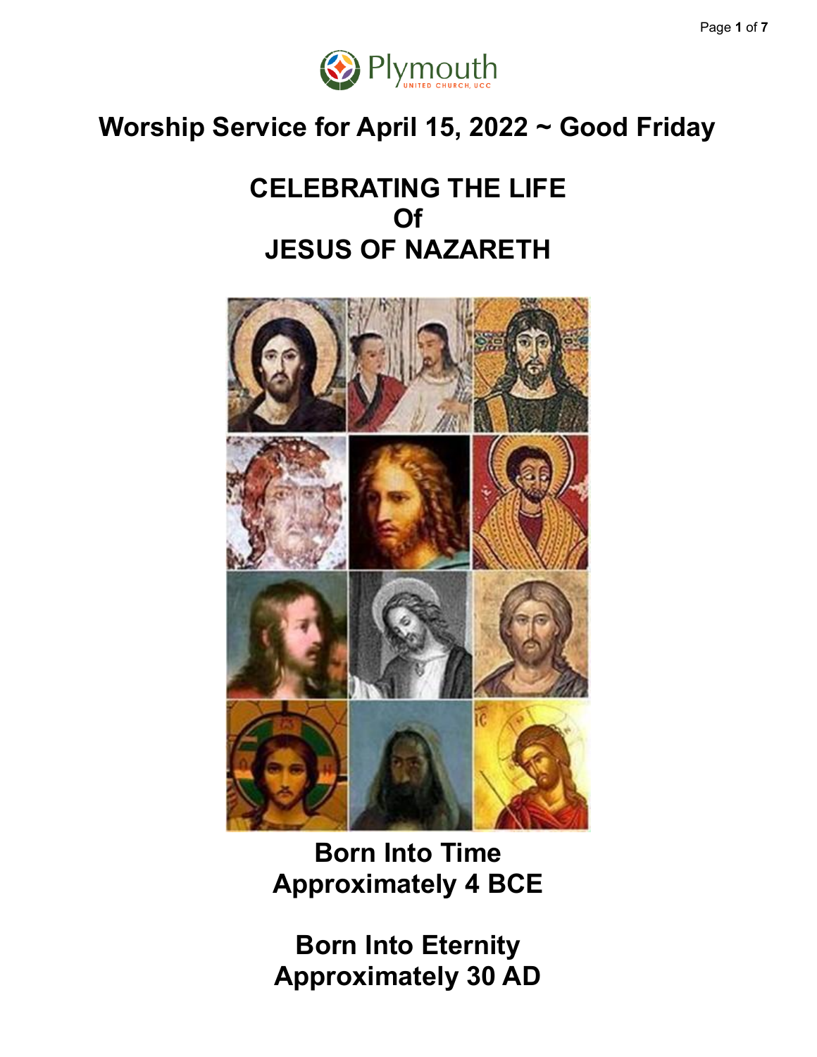Plymouth
UNITED CHURCH, UCC

# Worship Service for April 15, 2022 ~ Good Friday

## CELEBRATING THE LIFE
## Of
## JESUS OF NAZARETH

**Born Into Time**
**Approximately 4 BCE**

**Born Into Eternity**
**Approximately 30 AD**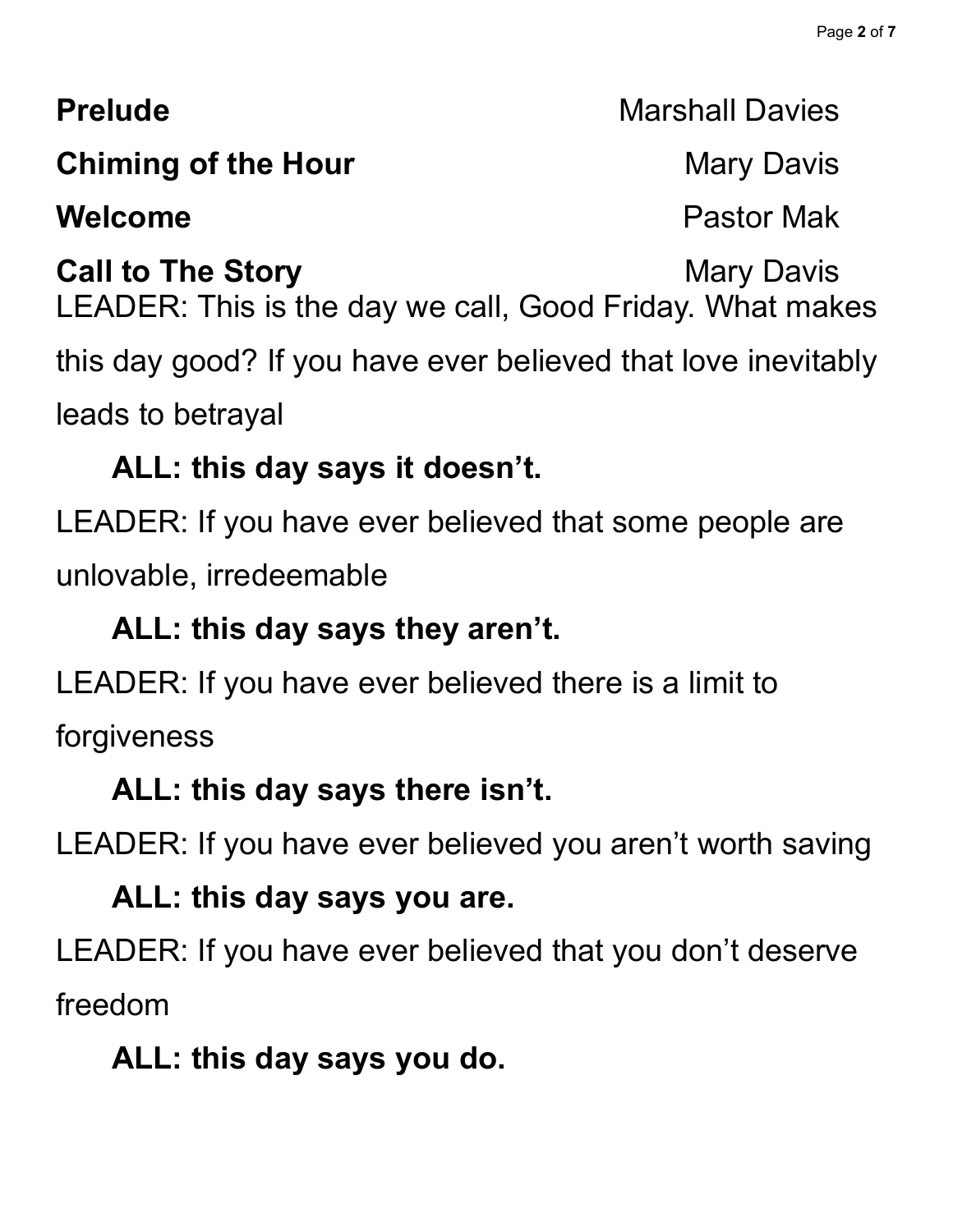**Prelude** Marshall Davies

**Chiming of the Hour** Mary Davis

**Welcome** Pastor Mak

**Call to The Story** Mary Davis

LEADER: This is the day we call, Good Friday. What makes this day good? If you have ever believed that love inevitably leads to betrayal

**ALL: this day says it doesn't.**

LEADER: If you have ever believed that some people are unlovable, irredeemable

**ALL: this day says they aren't.**

LEADER: If you have ever believed there is a limit to forgiveness

**ALL: this day says there isn't.**

LEADER: If you have ever believed you aren't worth saving

**ALL: this day says you are.**

LEADER: If you have ever believed that you don't deserve freedom

**ALL: this day says you do.**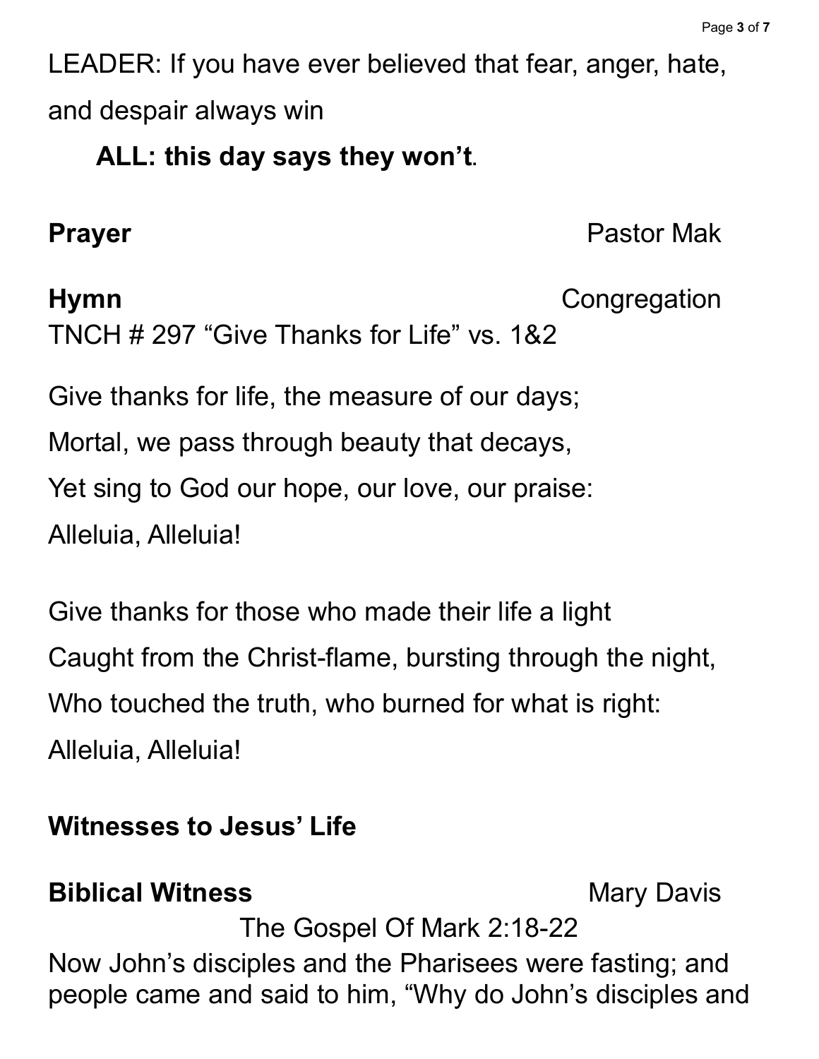LEADER: If you have ever believed that fear, anger, hate, and despair always win

**ALL: this day says they won't**.

**Prayer** Pastor Mak

**Hymn** Congregation

TNCH # 297 "Give Thanks for Life" vs. 1&2

Give thanks for life, the measure of our days;
Mortal, we pass through beauty that decays,
Yet sing to God our hope, our love, our praise:
Alleluia, Alleluia!

Give thanks for those who made their life a light
Caught from the Christ-flame, bursting through the night,
Who touched the truth, who burned for what is right:
Alleluia, Alleluia!

**Witnesses to Jesus' Life**

**Biblical Witness** Mary Davis

The Gospel Of Mark 2:18-22

Now John's disciples and the Pharisees were fasting; and people came and said to him, "Why do John's disciples and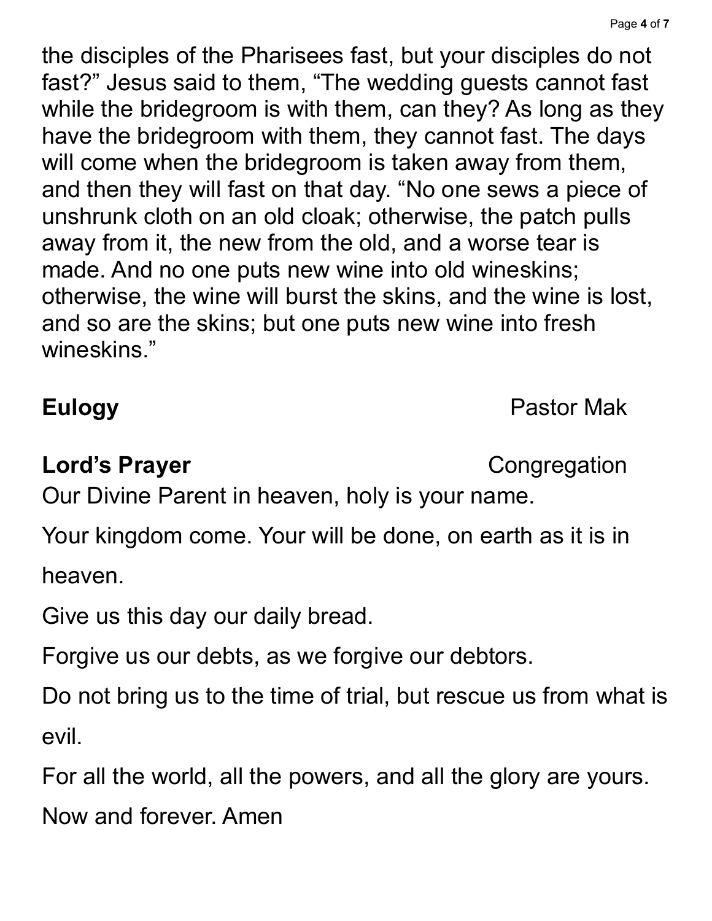the disciples of the Pharisees fast, but your disciples do not fast?" Jesus said to them, "The wedding guests cannot fast while the bridegroom is with them, can they? As long as they have the bridegroom with them, they cannot fast. The days will come when the bridegroom is taken away from them, and then they will fast on that day. "No one sews a piece of unshrunk cloth on an old cloak; otherwise, the patch pulls away from it, the new from the old, and a worse tear is made. And no one puts new wine into old wineskins; otherwise, the wine will burst the skins, and the wine is lost, and so are the skins; but one puts new wine into fresh wineskins."

**Eulogy** Pastor Mak

**Lord's Prayer** Congregation

Our Divine Parent in heaven, holy is your name.

Your kingdom come. Your will be done, on earth as it is in heaven.

Give us this day our daily bread.

Forgive us our debts, as we forgive our debtors.

Do not bring us to the time of trial, but rescue us from what is evil.

For all the world, all the powers, and all the glory are yours.

Now and forever. Amen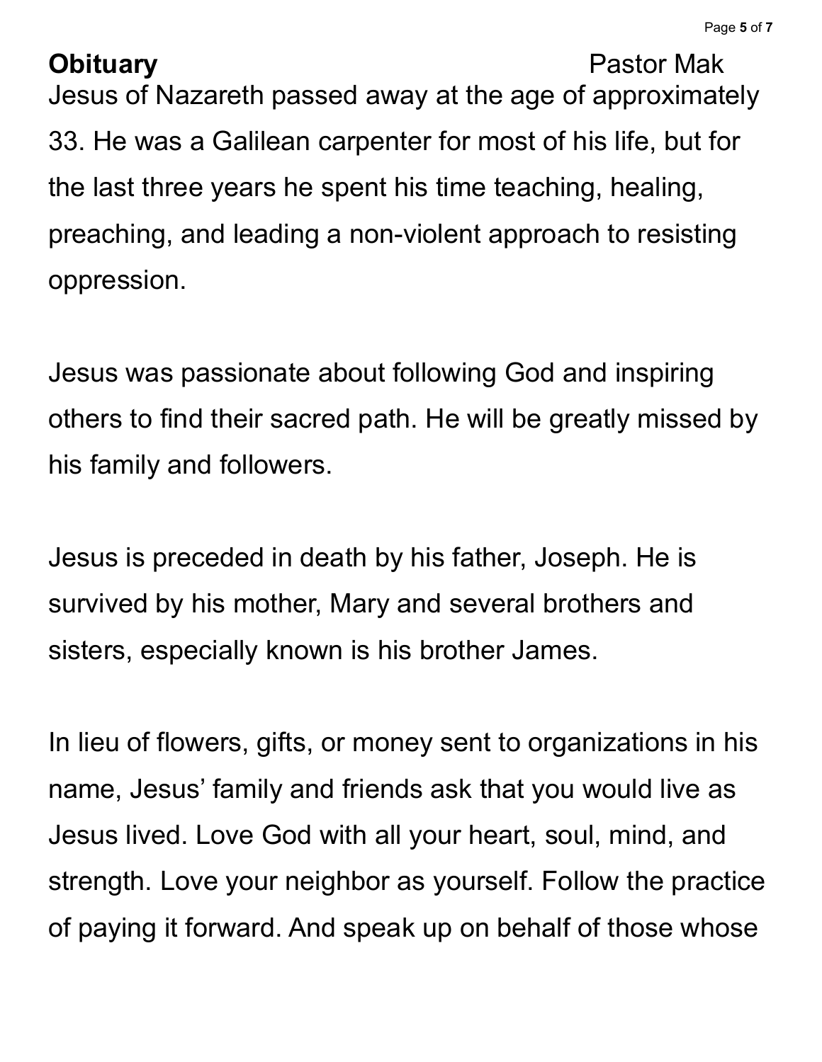**Obituary** Pastor Mak

Jesus of Nazareth passed away at the age of approximately 33. He was a Galilean carpenter for most of his life, but for the last three years he spent his time teaching, healing, preaching, and leading a non-violent approach to resisting oppression.

Jesus was passionate about following God and inspiring others to find their sacred path. He will be greatly missed by his family and followers.

Jesus is preceded in death by his father, Joseph. He is survived by his mother, Mary and several brothers and sisters, especially known is his brother James.

In lieu of flowers, gifts, or money sent to organizations in his name, Jesus' family and friends ask that you would live as Jesus lived. Love God with all your heart, soul, mind, and strength. Love your neighbor as yourself. Follow the practice of paying it forward. And speak up on behalf of those whose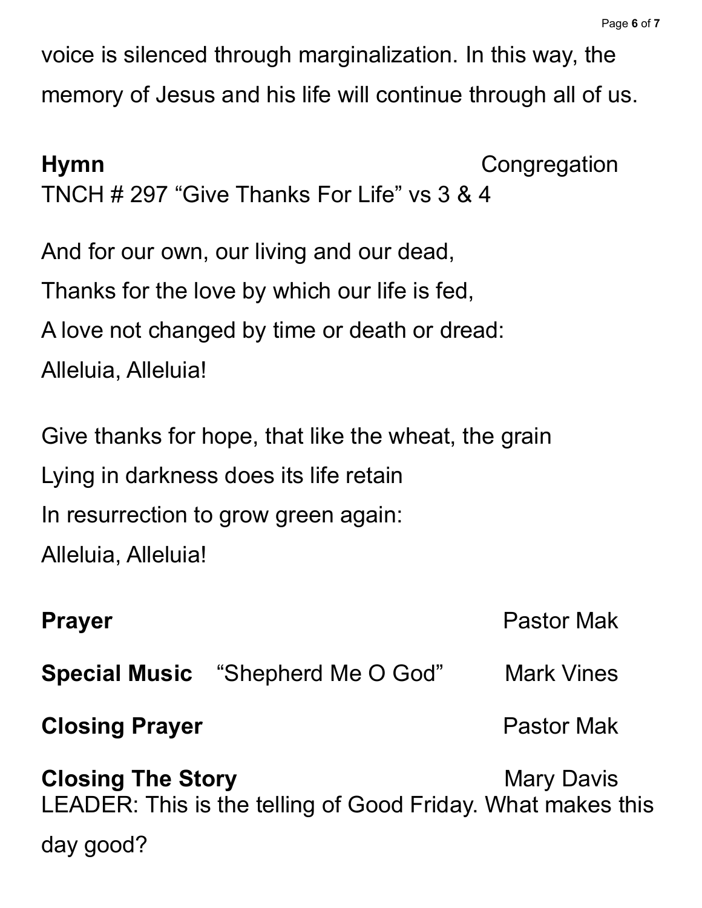voice is silenced through marginalization. In this way, the memory of Jesus and his life will continue through all of us.

**Hymn** Congregation

TNCH # 297 “Give Thanks For Life” vs 3 & 4

And for our own, our living and our dead,
Thanks for the love by which our life is fed,
A love not changed by time or death or dread:
Alleluia, Alleluia!

Give thanks for hope, that like the wheat, the grain
Lying in darkness does its life retain
In resurrection to grow green again:
Alleluia, Alleluia!

**Prayer** Pastor Mak

**Special Music** “Shepherd Me O God” Mark Vines

**Closing Prayer** Pastor Mak

**Closing The Story** Mary Davis

LEADER: This is the telling of Good Friday. What makes this day good?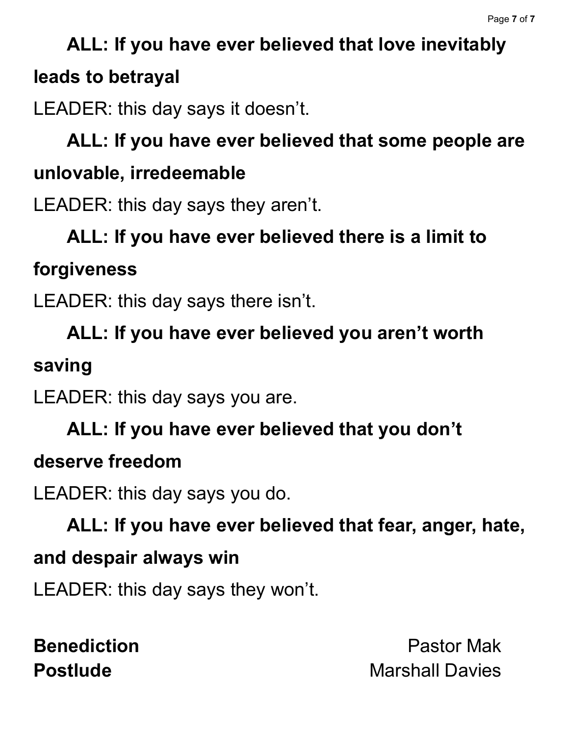**ALL: If you have ever believed that love inevitably leads to betrayal**

LEADER: this day says it doesn't.

**ALL: If you have ever believed that some people are unlovable, irredeemable**

LEADER: this day says they aren't.

**ALL: If you have ever believed there is a limit to forgiveness**

LEADER: this day says there isn't.

**ALL: If you have ever believed you aren't worth saving**

LEADER: this day says you are.

**ALL: If you have ever believed that you don't deserve freedom**

LEADER: this day says you do.

**ALL: If you have ever believed that fear, anger, hate, and despair always win**

LEADER: this day says they won't.

**Benediction** Pastor Mak

**Postlude** Marshall Davies